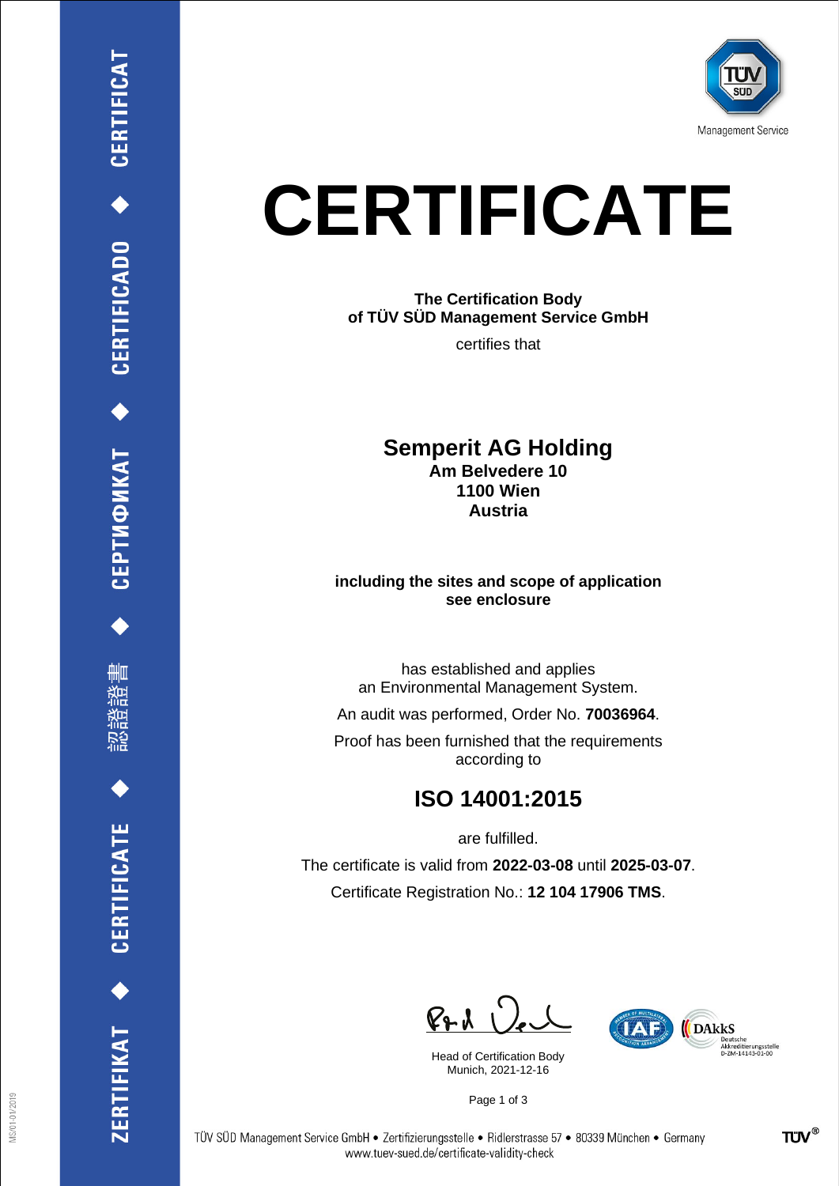Management Service

# CERTIFICATE

**The Certification Body**
**of TÜV SÜD Management Service GmbH**

certifies that

## Semperit AG Holding

**Am Belvedere 10**
**1100 Wien**
**Austria**

**including the sites and scope of application**
**see enclosure**

has established and applies
an Environmental Management System.

An audit was performed, Order No. **70036964**.

Proof has been furnished that the requirements
according to

## ISO 14001:2015

are fulfilled.

The certificate is valid from **2022-03-08** until **2025-03-07**.

Certificate Registration No.: **12 104 17906 TMS**.

Head of Certification Body
Munich, 2021-12-16

DAkkS Deutsche Akkreditierungsstelle D-ZM-14143-01-00

TÜV SÜD Management Service GmbH • Zertifizierungsstelle • Ridlerstrasse 57 • 80339 München • Germany
www.tuev-sued.de/certificate-validity-check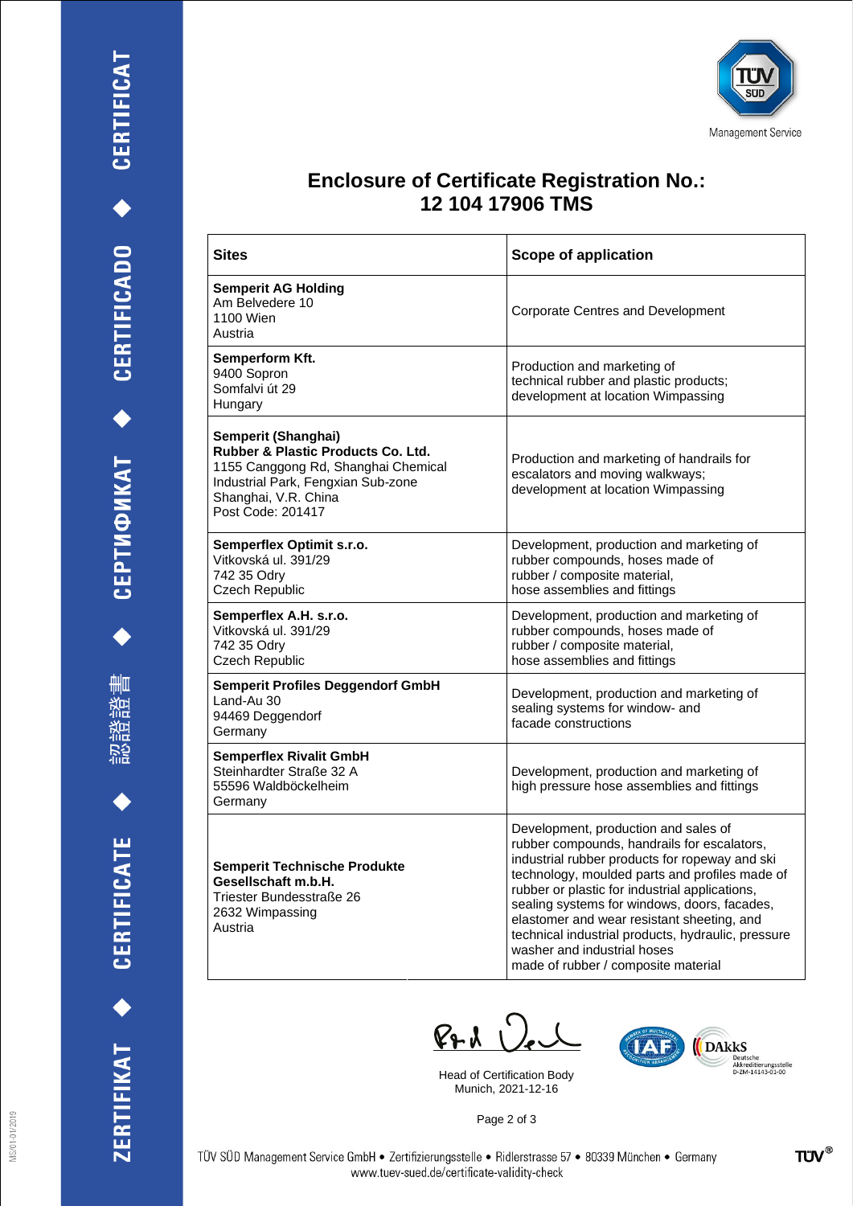# Enclosure of Certificate Registration No.: 12 104 17906 TMS

| Sites | Scope of application |
|---|---|
| **Semperit AG Holding**<br>Am Belvedere 10<br>1100 Wien<br>Austria | Corporate Centres and Development |
| **Semperform Kft.**<br>9400 Sopron<br>Somfalvi út 29<br>Hungary | Production and marketing of technical rubber and plastic products; development at location Wimpassing |
| **Semperit (Shanghai) Rubber & Plastic Products Co. Ltd.**<br>1155 Canggong Rd, Shanghai Chemical Industrial Park, Fengxian Sub-zone<br>Shanghai, V.R. China<br>Post Code: 201417 | Production and marketing of handrails for escalators and moving walkways; development at location Wimpassing |
| **Semperflex Optimit s.r.o.**<br>Vitkovská ul. 391/29<br>742 35 Odry<br>Czech Republic | Development, production and marketing of rubber compounds, hoses made of rubber / composite material, hose assemblies and fittings |
| **Semperflex A.H. s.r.o.**<br>Vitkovská ul. 391/29<br>742 35 Odry<br>Czech Republic | Development, production and marketing of rubber compounds, hoses made of rubber / composite material, hose assemblies and fittings |
| **Semperit Profiles Deggendorf GmbH**<br>Land-Au 30<br>94469 Deggendorf<br>Germany | Development, production and marketing of sealing systems for window- and facade constructions |
| **Semperflex Rivalit GmbH**<br>Steinhardter Straße 32 A<br>55596 Waldböckelheim<br>Germany | Development, production and marketing of high pressure hose assemblies and fittings |
| **Semperit Technische Produkte Gesellschaft m.b.H.**<br>Triester Bundesstraße 26<br>2632 Wimpassing<br>Austria | Development, production and sales of rubber compounds, handrails for escalators, industrial rubber products for ropeway and ski technology, moulded parts and profiles made of rubber or plastic for industrial applications, sealing systems for windows, doors, facades, elastomer and wear resistant sheeting, and technical industrial products, hydraulic, pressure washer and industrial hoses made of rubber / composite material |

Head of Certification Body
Munich, 2021-12-16

TÜV SÜD Management Service GmbH • Zertifizierungsstelle • Ridlerstrasse 57 • 80339 München • Germany
www.tuev-sued.de/certificate-validity-check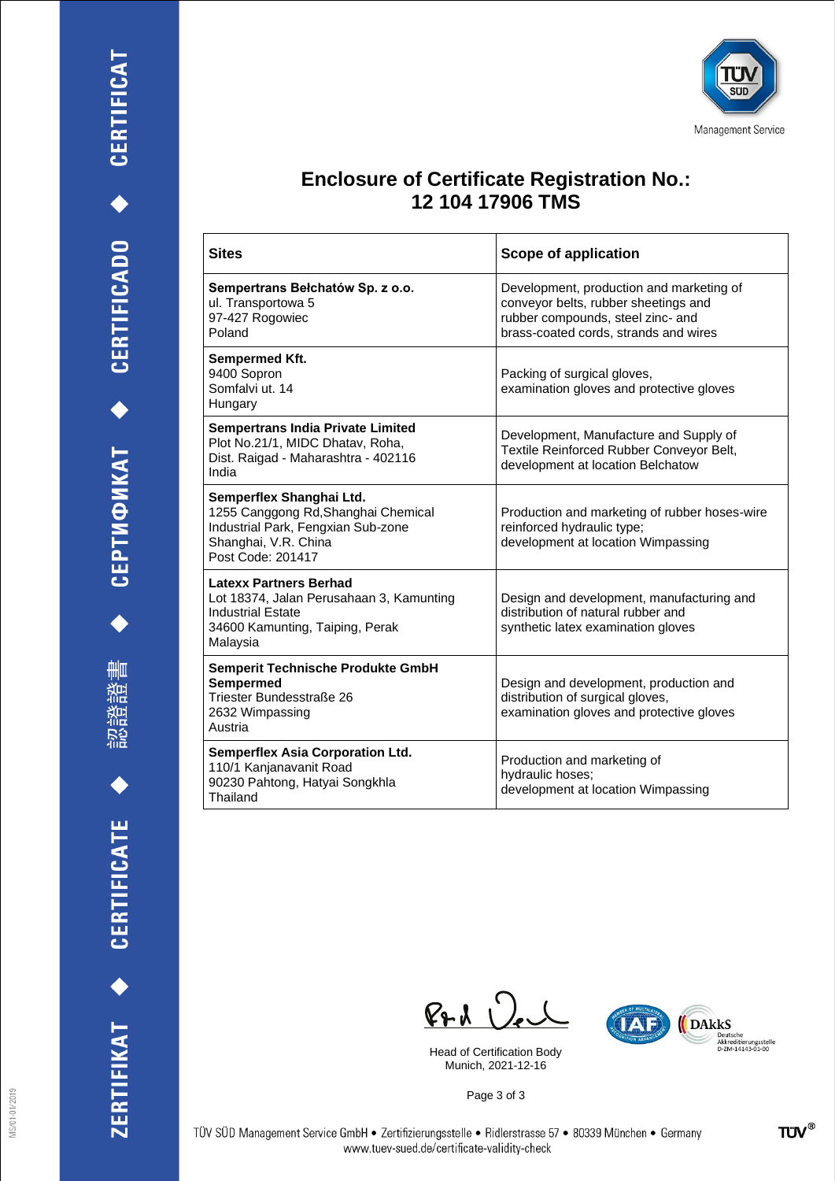# Enclosure of Certificate Registration No.: 12 104 17906 TMS

| Sites | Scope of application |
|---|---|
| **Sempertrans Bełchatów Sp. z o.o.**<br>ul. Transportowa 5<br>97-427 Rogowiec<br>Poland | Development, production and marketing of conveyor belts, rubber sheetings and rubber compounds, steel zinc- and brass-coated cords, strands and wires |
| **Sempermed Kft.**<br>9400 Sopron<br>Somfalvi ut. 14<br>Hungary | Packing of surgical gloves, examination gloves and protective gloves |
| **Sempertrans India Private Limited**<br>Plot No.21/1, MIDC Dhatav, Roha,<br>Dist. Raigad - Maharashtra - 402116<br>India | Development, Manufacture and Supply of Textile Reinforced Rubber Conveyor Belt, development at location Belchatow |
| **Semperflex Shanghai Ltd.**<br>1255 Canggong Rd,Shanghai Chemical Industrial Park, Fengxian Sub-zone<br>Shanghai, V.R. China<br>Post Code: 201417 | Production and marketing of rubber hoses-wire reinforced hydraulic type;<br>development at location Wimpassing |
| **Latexx Partners Berhad**<br>Lot 18374, Jalan Perusahaan 3, Kamunting Industrial Estate<br>34600 Kamunting, Taiping, Perak<br>Malaysia | Design and development, manufacturing and distribution of natural rubber and synthetic latex examination gloves |
| **Semperit Technische Produkte GmbH Sempermed**<br>Triester Bundesstraße 26<br>2632 Wimpassing<br>Austria | Design and development, production and distribution of surgical gloves, examination gloves and protective gloves |
| **Semperflex Asia Corporation Ltd.**<br>110/1 Kanjanavanit Road<br>90230 Pahtong, Hatyai Songkhla<br>Thailand | Production and marketing of hydraulic hoses;<br>development at location Wimpassing |

Head of Certification Body
Munich, 2021-12-16

DAkkS Deutsche Akkreditierungsstelle D-ZM-14143-01-00

TÜV SÜD Management Service GmbH • Zertifizierungsstelle • Ridlerstrasse 57 • 80339 München • Germany
www.tuev-sued.de/certificate-validity-check